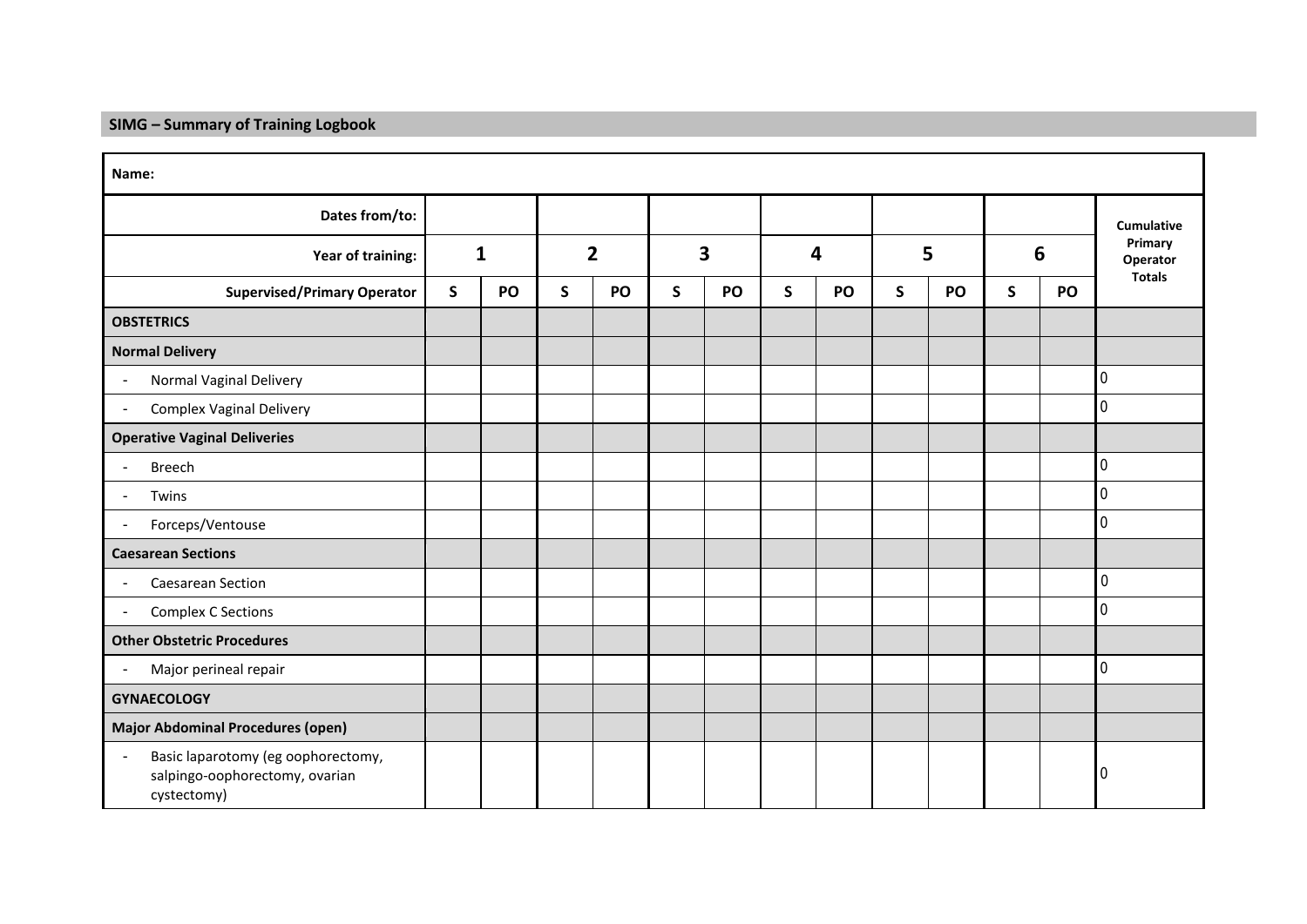## SIMG – Summary of Training Logbook

| Name: | | | | | | | | | | | | | |
|---|---|---|---|---|---|---|---|---|---|---|---|---|---|
| **Dates from/to:** | | | | | | | | | | | | | **Cumulative Primary Operator Totals** |
| **Year of training:** | **1** | | **2** | | **3** | | **4** | | **5** | | **6** | | |
| **Supervised/Primary Operator** | **S** | **PO** | **S** | **PO** | **S** | **PO** | **S** | **PO** | **S** | **PO** | **S** | **PO** | |
| **OBSTETRICS** | | | | | | | | | | | | | |
| **Normal Delivery** | | | | | | | | | | | | | |
| - Normal Vaginal Delivery | | | | | | | | | | | | | 0 |
| - Complex Vaginal Delivery | | | | | | | | | | | | | 0 |
| **Operative Vaginal Deliveries** | | | | | | | | | | | | | |
| - Breech | | | | | | | | | | | | | 0 |
| - Twins | | | | | | | | | | | | | 0 |
| - Forceps/Ventouse | | | | | | | | | | | | | 0 |
| **Caesarean Sections** | | | | | | | | | | | | | |
| - Caesarean Section | | | | | | | | | | | | | 0 |
| - Complex C Sections | | | | | | | | | | | | | 0 |
| **Other Obstetric Procedures** | | | | | | | | | | | | | |
| - Major perineal repair | | | | | | | | | | | | | 0 |
| **GYNAECOLOGY** | | | | | | | | | | | | | |
| **Major Abdominal Procedures (open)** | | | | | | | | | | | | | |
| - Basic laparotomy (eg oophorectomy, salpingo-oophorectomy, ovarian cystectomy) | | | | | | | | | | | | | 0 |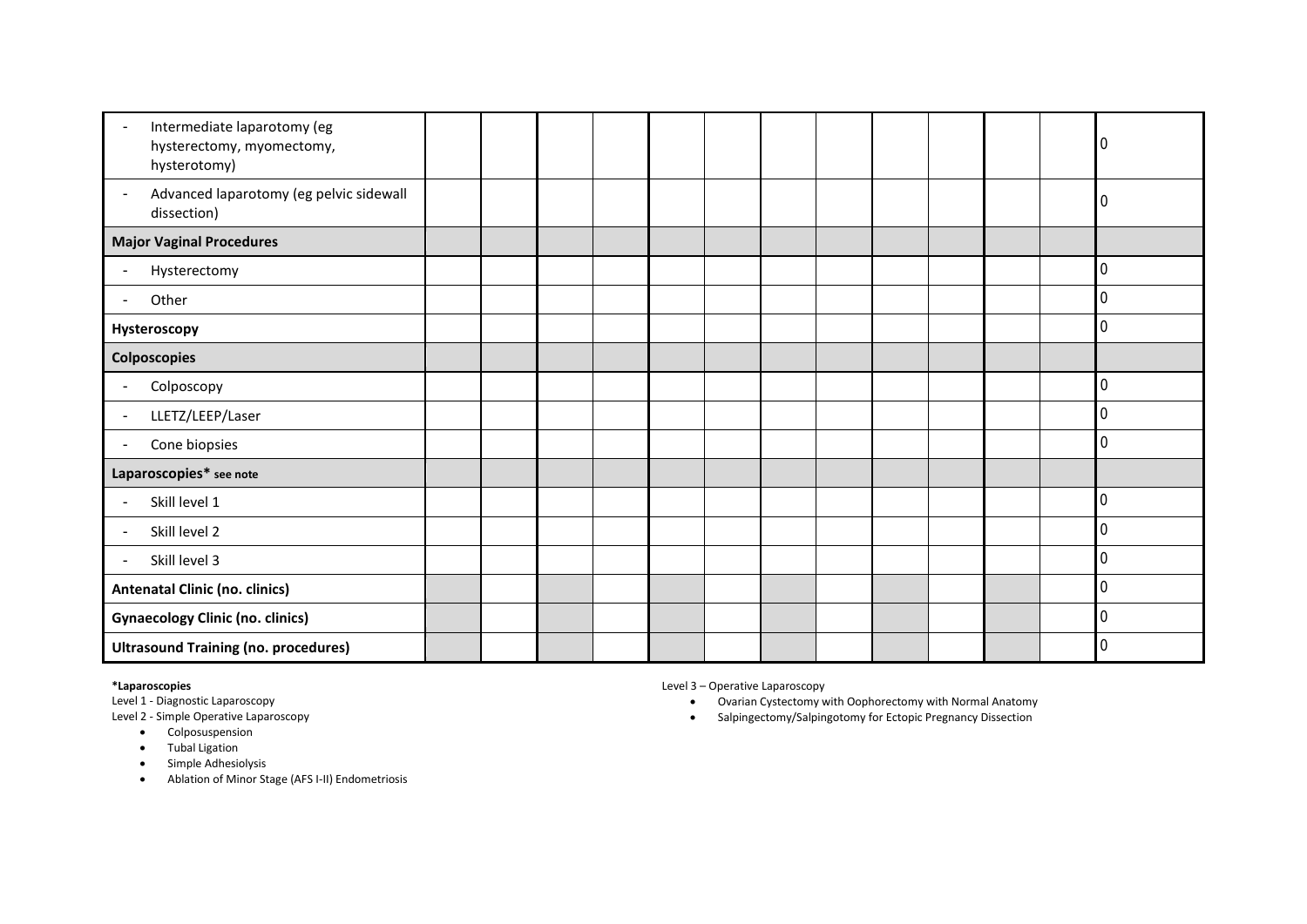| | | | | | | | | | | | | | |
|---|---|---|---|---|---|---|---|---|---|---|---|---|---|
| - Intermediate laparotomy (eg hysterectomy, myomectomy, hysterotomy) | | | | | | | | | | | | | 0 |
| - Advanced laparotomy (eg pelvic sidewall dissection) | | | | | | | | | | | | | 0 |
| **Major Vaginal Procedures** | | | | | | | | | | | | | |
| - Hysterectomy | | | | | | | | | | | | | 0 |
| - Other | | | | | | | | | | | | | 0 |
| **Hysteroscopy** | | | | | | | | | | | | | 0 |
| **Colposcopies** | | | | | | | | | | | | | |
| - Colposcopy | | | | | | | | | | | | | 0 |
| - LLETZ/LEEP/Laser | | | | | | | | | | | | | 0 |
| - Cone biopsies | | | | | | | | | | | | | 0 |
| **Laparoscopies*** see note | | | | | | | | | | | | | |
| - Skill level 1 | | | | | | | | | | | | | 0 |
| - Skill level 2 | | | | | | | | | | | | | 0 |
| - Skill level 3 | | | | | | | | | | | | | 0 |
| **Antenatal Clinic (no. clinics)** | | | | | | | | | | | | | 0 |
| **Gynaecology Clinic (no. clinics)** | | | | | | | | | | | | | 0 |
| **Ultrasound Training (no. procedures)** | | | | | | | | | | | | | 0 |

**\*Laparoscopies**

Level 1 - Diagnostic Laparoscopy

Level 2 - Simple Operative Laparoscopy

- Colposuspension
- Tubal Ligation
- Simple Adhesiolysis
- Ablation of Minor Stage (AFS I-II) Endometriosis

Level 3 – Operative Laparoscopy

- Ovarian Cystectomy with Oophorectomy with Normal Anatomy
- Salpingectomy/Salpingotomy for Ectopic Pregnancy Dissection